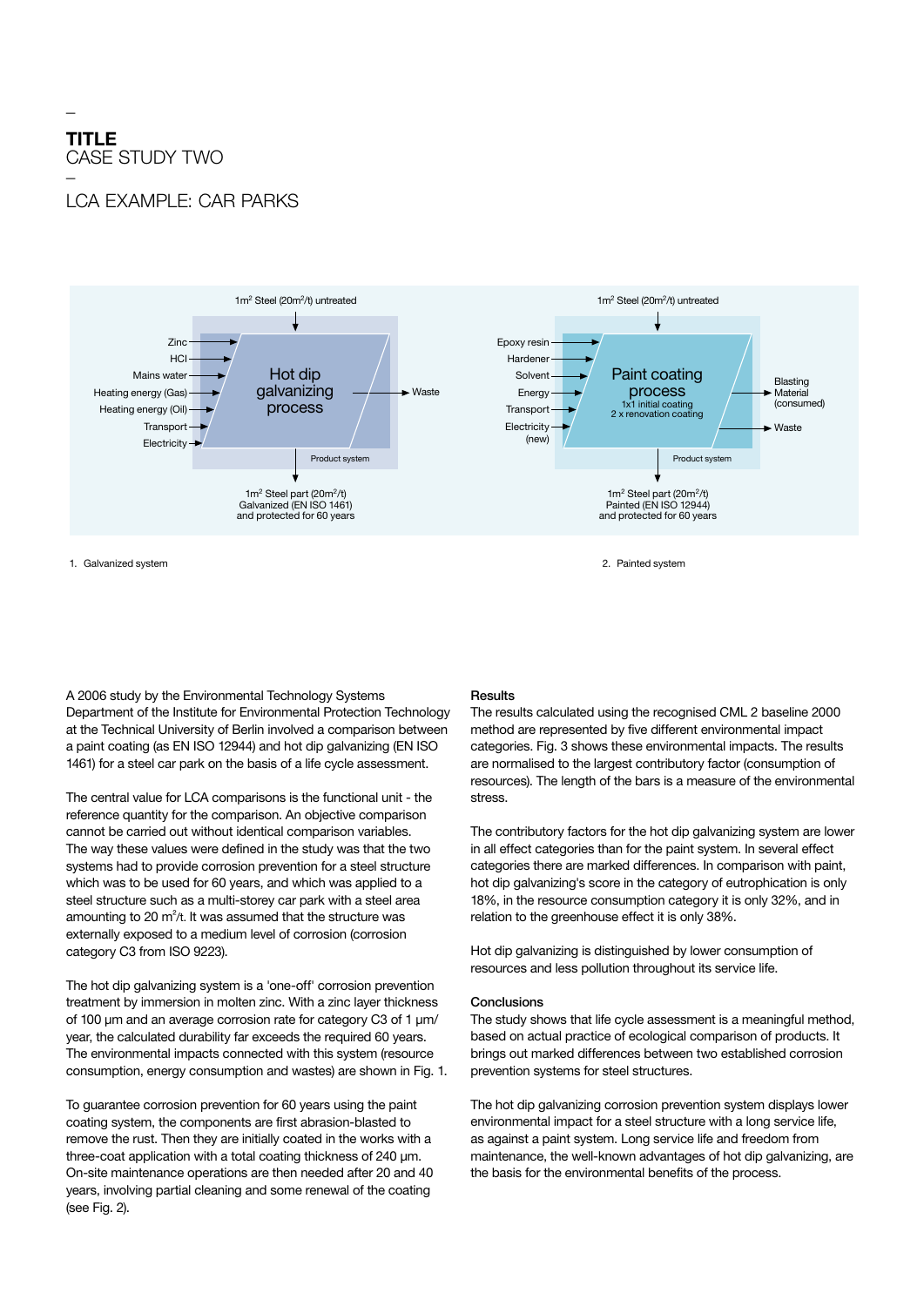– 
**TITLE**
CASE STUDY TWO
– 
LCA EXAMPLE: CAR PARKS

1m² Steel (20m²/t) untreated

Zinc
HCl
Mains water
Heating energy (Gas)
Heating energy (Oil)
Transport
Electricity

Hot dip galvanizing process

Waste

Product system

1m² Steel part (20m²/t) Galvanized (EN ISO 1461) and protected for 60 years

1. Galvanized system

1m² Steel (20m²/t) untreated

Epoxy resin
Hardener
Solvent
Energy
Transport
Electricity (new)

Paint coating process
1x1 initial coating
2 x renovation coating

Blasting Material (consumed)

Waste

Product system

1m² Steel part (20m²/t) Painted (EN ISO 12944) and protected for 60 years

2. Painted system

A 2006 study by the Environmental Technology Systems Department of the Institute for Environmental Protection Technology at the Technical University of Berlin involved a comparison between a paint coating (as EN ISO 12944) and hot dip galvanizing (EN ISO 1461) for a steel car park on the basis of a life cycle assessment.

The central value for LCA comparisons is the functional unit - the reference quantity for the comparison. An objective comparison cannot be carried out without identical comparison variables. The way these values were defined in the study was that the two systems had to provide corrosion prevention for a steel structure which was to be used for 60 years, and which was applied to a steel structure such as a multi-storey car park with a steel area amounting to 20 m²/t. It was assumed that the structure was externally exposed to a medium level of corrosion (corrosion category C3 from ISO 9223).

The hot dip galvanizing system is a 'one-off' corrosion prevention treatment by immersion in molten zinc. With a zinc layer thickness of 100 µm and an average corrosion rate for category C3 of 1 µm/year, the calculated durability far exceeds the required 60 years. The environmental impacts connected with this system (resource consumption, energy consumption and wastes) are shown in Fig. 1.

To guarantee corrosion prevention for 60 years using the paint coating system, the components are first abrasion-blasted to remove the rust. Then they are initially coated in the works with a three-coat application with a total coating thickness of 240 µm. On-site maintenance operations are then needed after 20 and 40 years, involving partial cleaning and some renewal of the coating (see Fig. 2).

### Results

The results calculated using the recognised CML 2 baseline 2000 method are represented by five different environmental impact categories. Fig. 3 shows these environmental impacts. The results are normalised to the largest contributory factor (consumption of resources). The length of the bars is a measure of the environmental stress.

The contributory factors for the hot dip galvanizing system are lower in all effect categories than for the paint system. In several effect categories there are marked differences. In comparison with paint, hot dip galvanizing's score in the category of eutrophication is only 18%, in the resource consumption category it is only 32%, and in relation to the greenhouse effect it is only 38%.

Hot dip galvanizing is distinguished by lower consumption of resources and less pollution throughout its service life.

### Conclusions

The study shows that life cycle assessment is a meaningful method, based on actual practice of ecological comparison of products. It brings out marked differences between two established corrosion prevention systems for steel structures.

The hot dip galvanizing corrosion prevention system displays lower environmental impact for a steel structure with a long service life, as against a paint system. Long service life and freedom from maintenance, the well-known advantages of hot dip galvanizing, are the basis for the environmental benefits of the process.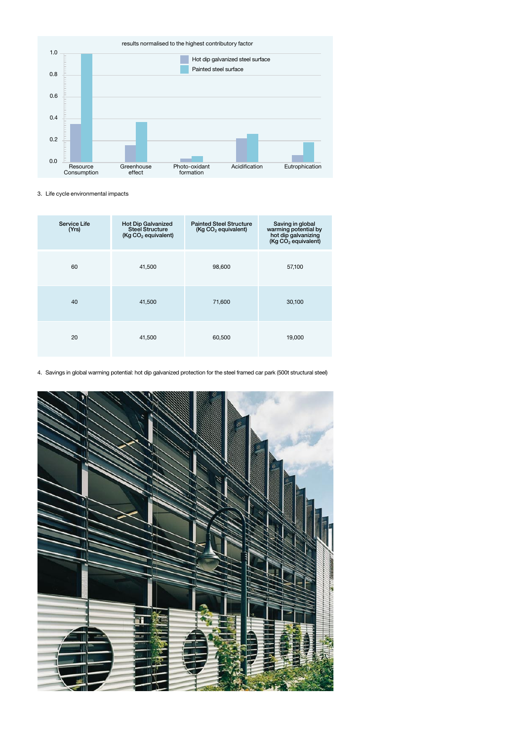results normalised to the highest contributory factor

1.0

0.8

0.6

0.4

0.2

0.0

Hot dip galvanized steel surface

Painted steel surface

Resource Consumption

Greenhouse effect

Photo-oxidant formation

Acidification

Eutrophication

3. Life cycle environmental impacts

| Service Life (Yrs) | Hot Dip Galvanized Steel Structure (Kg $CO_2$ equivalent) | Painted Steel Structure (Kg $CO_2$ equivalent) | Saving in global warming potential by hot dip galvanizing (Kg $CO_2$ equivalent) |
|---|---|---|---|
| 60 | 41,500 | 98,600 | 57,100 |
| 40 | 41,500 | 71,600 | 30,100 |
| 20 | 41,500 | 60,500 | 19,000 |

4. Savings in global warming potential: hot dip galvanized protection for the steel framed car park (500t structural steel)